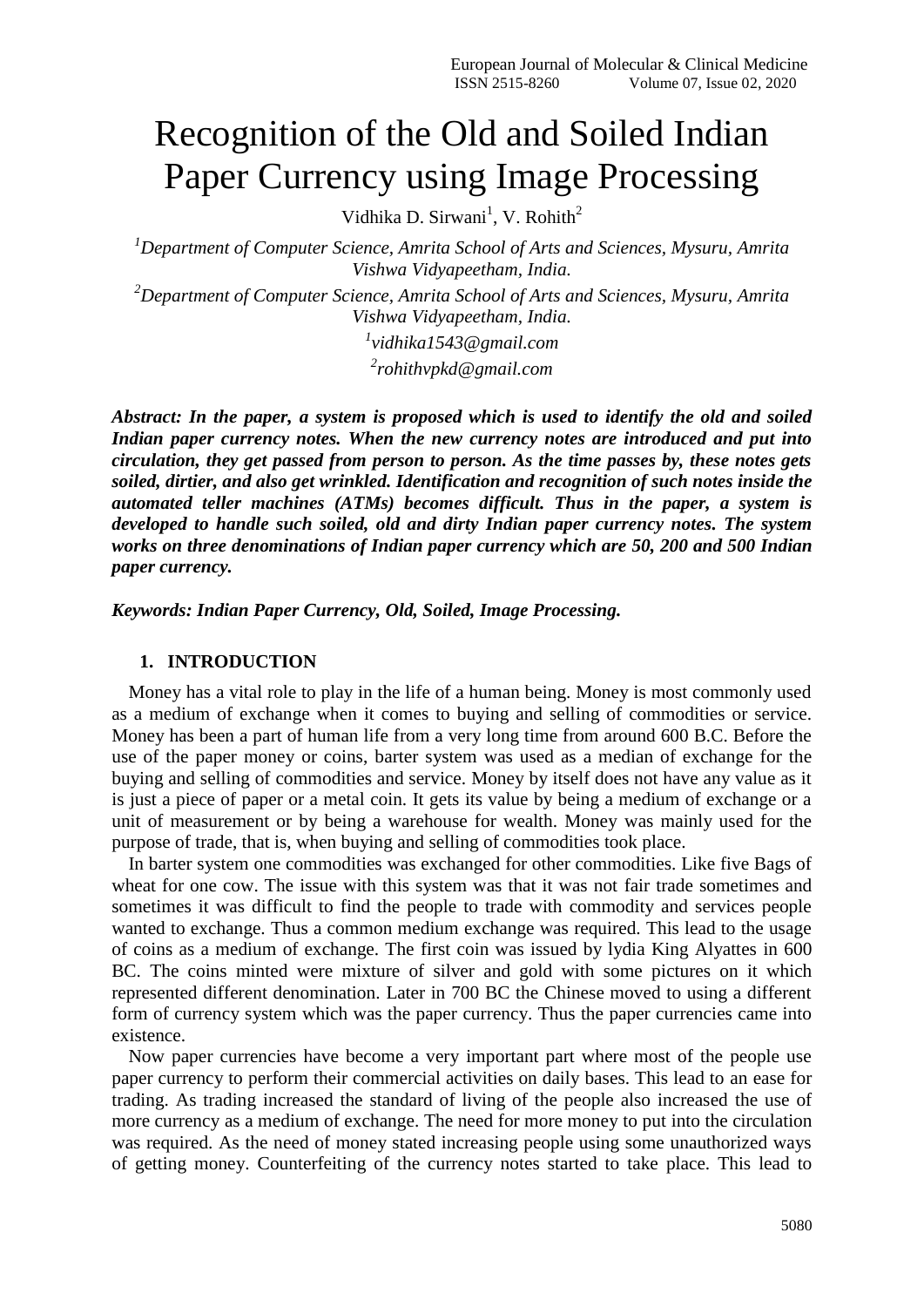# Recognition of the Old and Soiled Indian Paper Currency using Image Processing

Vidhika D. Sirwani[1], V. Rohith[2]

[1]*Department of Computer Science, Amrita School of Arts and Sciences, Mysuru, Amrita Vishwa Vidyapeetham, India.*

[2]*Department of Computer Science, Amrita School of Arts and Sciences, Mysuru, Amrita Vishwa Vidyapeetham, India.*

[1]*vidhika1543@gmail.com*

[2]*rohithvpkd@gmail.com*

***Abstract: In the paper, a system is proposed which is used to identify the old and soiled Indian paper currency notes. When the new currency notes are introduced and put into circulation, they get passed from person to person. As the time passes by, these notes gets soiled, dirtier, and also get wrinkled. Identification and recognition of such notes inside the automated teller machines (ATMs) becomes difficult. Thus in the paper, a system is developed to handle such soiled, old and dirty Indian paper currency notes. The system works on three denominations of Indian paper currency which are 50, 200 and 500 Indian paper currency.***

***Keywords: Indian Paper Currency, Old, Soiled, Image Processing.***

## 1. INTRODUCTION

Money has a vital role to play in the life of a human being. Money is most commonly used as a medium of exchange when it comes to buying and selling of commodities or service. Money has been a part of human life from a very long time from around 600 B.C. Before the use of the paper money or coins, barter system was used as a median of exchange for the buying and selling of commodities and service. Money by itself does not have any value as it is just a piece of paper or a metal coin. It gets its value by being a medium of exchange or a unit of measurement or by being a warehouse for wealth. Money was mainly used for the purpose of trade, that is, when buying and selling of commodities took place.

In barter system one commodities was exchanged for other commodities. Like five Bags of wheat for one cow. The issue with this system was that it was not fair trade sometimes and sometimes it was difficult to find the people to trade with commodity and services people wanted to exchange. Thus a common medium exchange was required. This lead to the usage of coins as a medium of exchange. The first coin was issued by lydia King Alyattes in 600 BC. The coins minted were mixture of silver and gold with some pictures on it which represented different denomination. Later in 700 BC the Chinese moved to using a different form of currency system which was the paper currency. Thus the paper currencies came into existence.

Now paper currencies have become a very important part where most of the people use paper currency to perform their commercial activities on daily bases. This lead to an ease for trading. As trading increased the standard of living of the people also increased the use of more currency as a medium of exchange. The need for more money to put into the circulation was required. As the need of money stated increasing people using some unauthorized ways of getting money. Counterfeiting of the currency notes started to take place. This lead to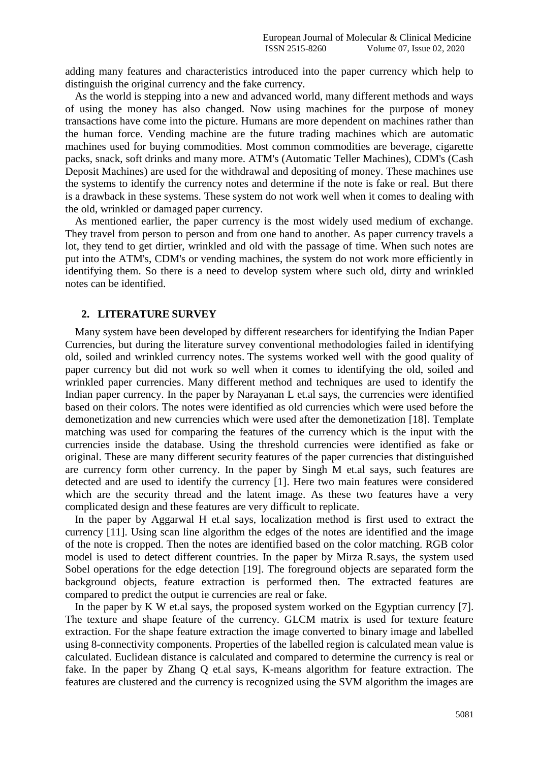adding many features and characteristics introduced into the paper currency which help to distinguish the original currency and the fake currency.

As the world is stepping into a new and advanced world, many different methods and ways of using the money has also changed. Now using machines for the purpose of money transactions have come into the picture. Humans are more dependent on machines rather than the human force. Vending machine are the future trading machines which are automatic machines used for buying commodities. Most common commodities are beverage, cigarette packs, snack, soft drinks and many more. ATM's (Automatic Teller Machines), CDM's (Cash Deposit Machines) are used for the withdrawal and depositing of money. These machines use the systems to identify the currency notes and determine if the note is fake or real. But there is a drawback in these systems. These system do not work well when it comes to dealing with the old, wrinkled or damaged paper currency.

As mentioned earlier, the paper currency is the most widely used medium of exchange. They travel from person to person and from one hand to another. As paper currency travels a lot, they tend to get dirtier, wrinkled and old with the passage of time. When such notes are put into the ATM's, CDM's or vending machines, the system do not work more efficiently in identifying them. So there is a need to develop system where such old, dirty and wrinkled notes can be identified.

## 2. LITERATURE SURVEY

Many system have been developed by different researchers for identifying the Indian Paper Currencies, but during the literature survey conventional methodologies failed in identifying old, soiled and wrinkled currency notes. The systems worked well with the good quality of paper currency but did not work so well when it comes to identifying the old, soiled and wrinkled paper currencies. Many different method and techniques are used to identify the Indian paper currency. In the paper by Narayanan L et.al says, the currencies were identified based on their colors. The notes were identified as old currencies which were used before the demonetization and new currencies which were used after the demonetization [18]. Template matching was used for comparing the features of the currency which is the input with the currencies inside the database. Using the threshold currencies were identified as fake or original. These are many different security features of the paper currencies that distinguished are currency form other currency. In the paper by Singh M et.al says, such features are detected and are used to identify the currency [1]. Here two main features were considered which are the security thread and the latent image. As these two features have a very complicated design and these features are very difficult to replicate.

In the paper by Aggarwal H et.al says, localization method is first used to extract the currency [11]. Using scan line algorithm the edges of the notes are identified and the image of the note is cropped. Then the notes are identified based on the color matching. RGB color model is used to detect different countries. In the paper by Mirza R.says, the system used Sobel operations for the edge detection [19]. The foreground objects are separated form the background objects, feature extraction is performed then. The extracted features are compared to predict the output ie currencies are real or fake.

In the paper by K W et.al says, the proposed system worked on the Egyptian currency [7]. The texture and shape feature of the currency. GLCM matrix is used for texture feature extraction. For the shape feature extraction the image converted to binary image and labelled using 8-connectivity components. Properties of the labelled region is calculated mean value is calculated. Euclidean distance is calculated and compared to determine the currency is real or fake. In the paper by Zhang Q et.al says, K-means algorithm for feature extraction. The features are clustered and the currency is recognized using the SVM algorithm the images are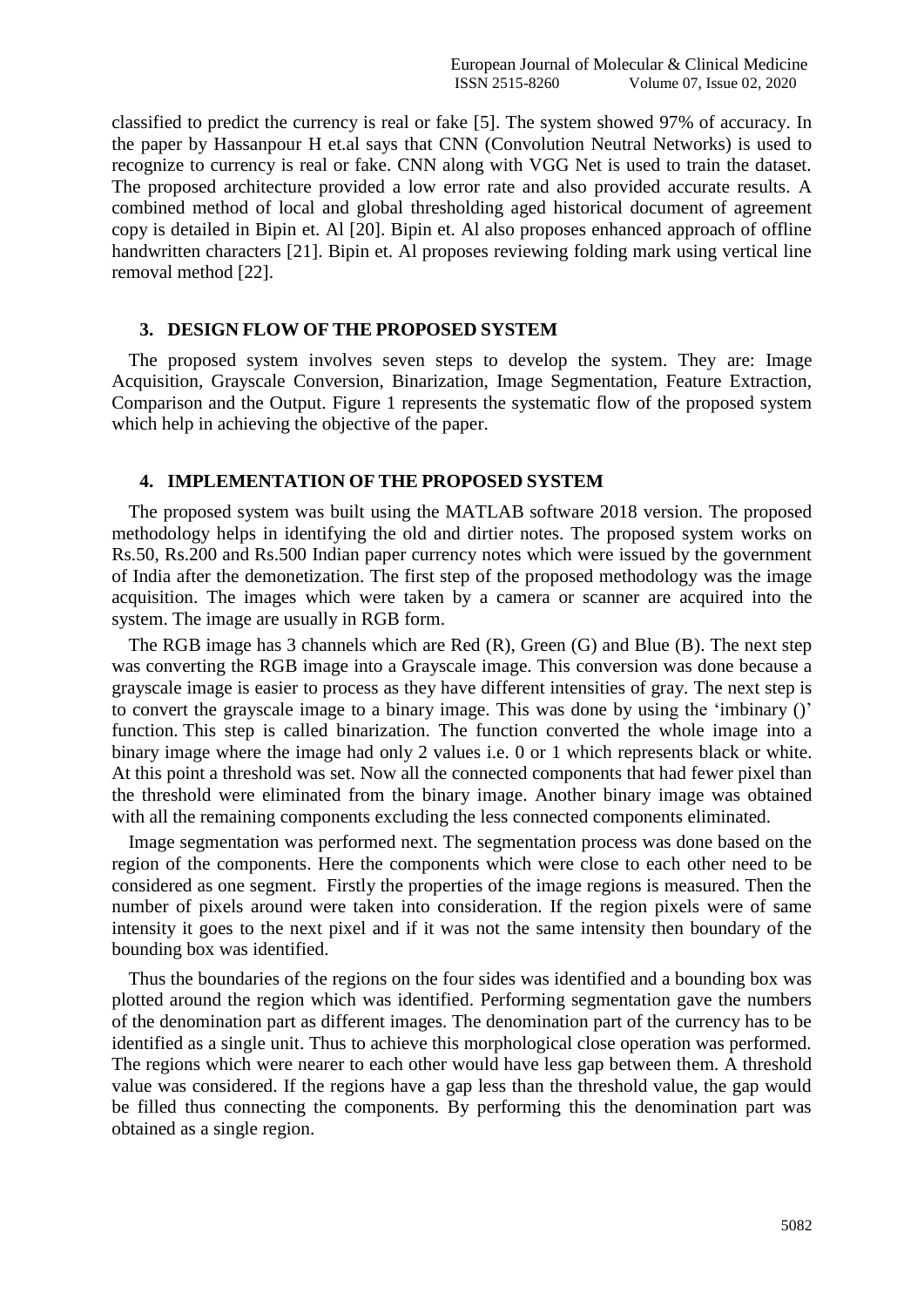classified to predict the currency is real or fake [5]. The system showed 97% of accuracy. In the paper by Hassanpour H et.al says that CNN (Convolution Neutral Networks) is used to recognize to currency is real or fake. CNN along with VGG Net is used to train the dataset. The proposed architecture provided a low error rate and also provided accurate results. A combined method of local and global thresholding aged historical document of agreement copy is detailed in Bipin et. Al [20]. Bipin et. Al also proposes enhanced approach of offline handwritten characters [21]. Bipin et. Al proposes reviewing folding mark using vertical line removal method [22].

## 3. DESIGN FLOW OF THE PROPOSED SYSTEM

The proposed system involves seven steps to develop the system. They are: Image Acquisition, Grayscale Conversion, Binarization, Image Segmentation, Feature Extraction, Comparison and the Output. Figure 1 represents the systematic flow of the proposed system which help in achieving the objective of the paper.

## 4. IMPLEMENTATION OF THE PROPOSED SYSTEM

The proposed system was built using the MATLAB software 2018 version. The proposed methodology helps in identifying the old and dirtier notes. The proposed system works on Rs.50, Rs.200 and Rs.500 Indian paper currency notes which were issued by the government of India after the demonetization. The first step of the proposed methodology was the image acquisition. The images which were taken by a camera or scanner are acquired into the system. The image are usually in RGB form.

The RGB image has 3 channels which are Red (R), Green (G) and Blue (B). The next step was converting the RGB image into a Grayscale image. This conversion was done because a grayscale image is easier to process as they have different intensities of gray. The next step is to convert the grayscale image to a binary image. This was done by using the 'imbinary ()' function. This step is called binarization. The function converted the whole image into a binary image where the image had only 2 values i.e. 0 or 1 which represents black or white. At this point a threshold was set. Now all the connected components that had fewer pixel than the threshold were eliminated from the binary image. Another binary image was obtained with all the remaining components excluding the less connected components eliminated.

Image segmentation was performed next. The segmentation process was done based on the region of the components. Here the components which were close to each other need to be considered as one segment. Firstly the properties of the image regions is measured. Then the number of pixels around were taken into consideration. If the region pixels were of same intensity it goes to the next pixel and if it was not the same intensity then boundary of the bounding box was identified.

Thus the boundaries of the regions on the four sides was identified and a bounding box was plotted around the region which was identified. Performing segmentation gave the numbers of the denomination part as different images. The denomination part of the currency has to be identified as a single unit. Thus to achieve this morphological close operation was performed. The regions which were nearer to each other would have less gap between them. A threshold value was considered. If the regions have a gap less than the threshold value, the gap would be filled thus connecting the components. By performing this the denomination part was obtained as a single region.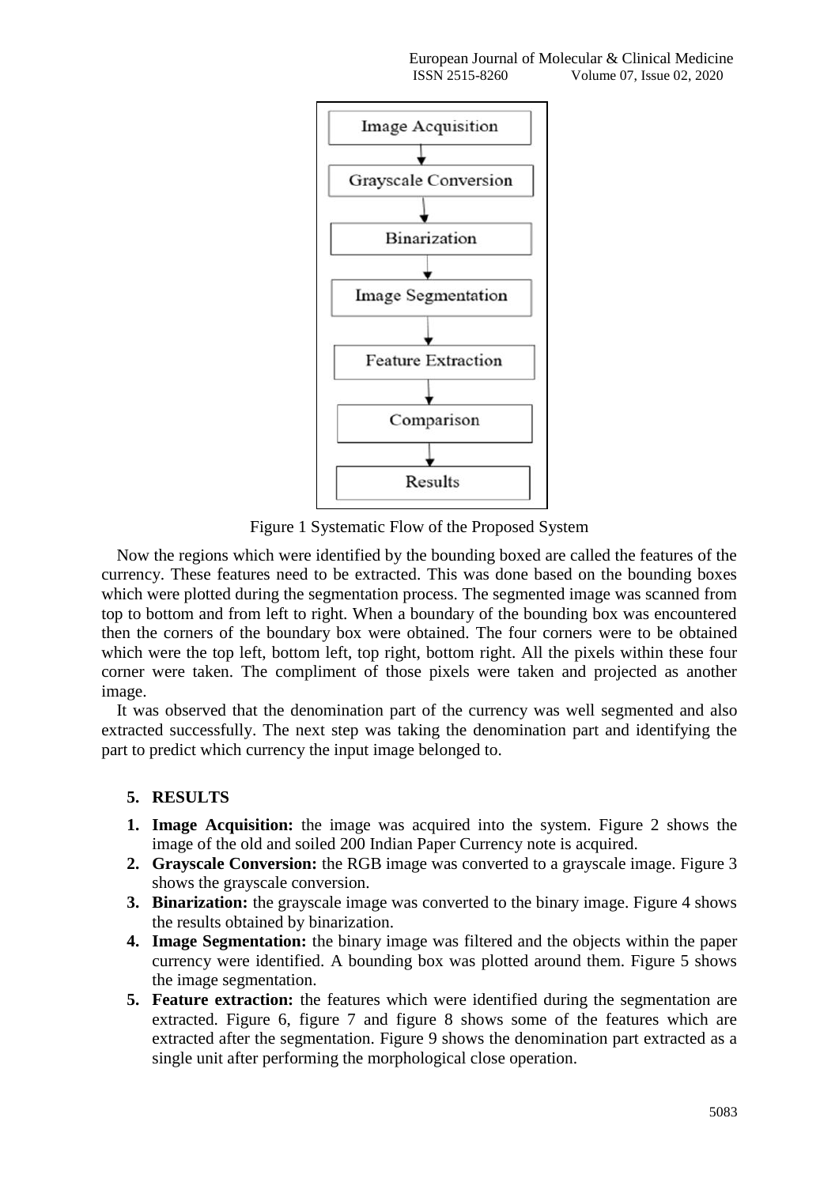Image Acquisition

Grayscale Conversion

Binarization

Image Segmentation

Feature Extraction

Comparison

Results

Figure 1 Systematic Flow of the Proposed System

Now the regions which were identified by the bounding boxed are called the features of the currency. These features need to be extracted. This was done based on the bounding boxes which were plotted during the segmentation process. The segmented image was scanned from top to bottom and from left to right. When a boundary of the bounding box was encountered then the corners of the boundary box were obtained. The four corners were to be obtained which were the top left, bottom left, top right, bottom right. All the pixels within these four corner were taken. The compliment of those pixels were taken and projected as another image.

It was observed that the denomination part of the currency was well segmented and also extracted successfully. The next step was taking the denomination part and identifying the part to predict which currency the input image belonged to.

## 5. RESULTS

1. **Image Acquisition:** the image was acquired into the system. Figure 2 shows the image of the old and soiled 200 Indian Paper Currency note is acquired.
2. **Grayscale Conversion:** the RGB image was converted to a grayscale image. Figure 3 shows the grayscale conversion.
3. **Binarization:** the grayscale image was converted to the binary image. Figure 4 shows the results obtained by binarization.
4. **Image Segmentation:** the binary image was filtered and the objects within the paper currency were identified. A bounding box was plotted around them. Figure 5 shows the image segmentation.
5. **Feature extraction:** the features which were identified during the segmentation are extracted. Figure 6, figure 7 and figure 8 shows some of the features which are extracted after the segmentation. Figure 9 shows the denomination part extracted as a single unit after performing the morphological close operation.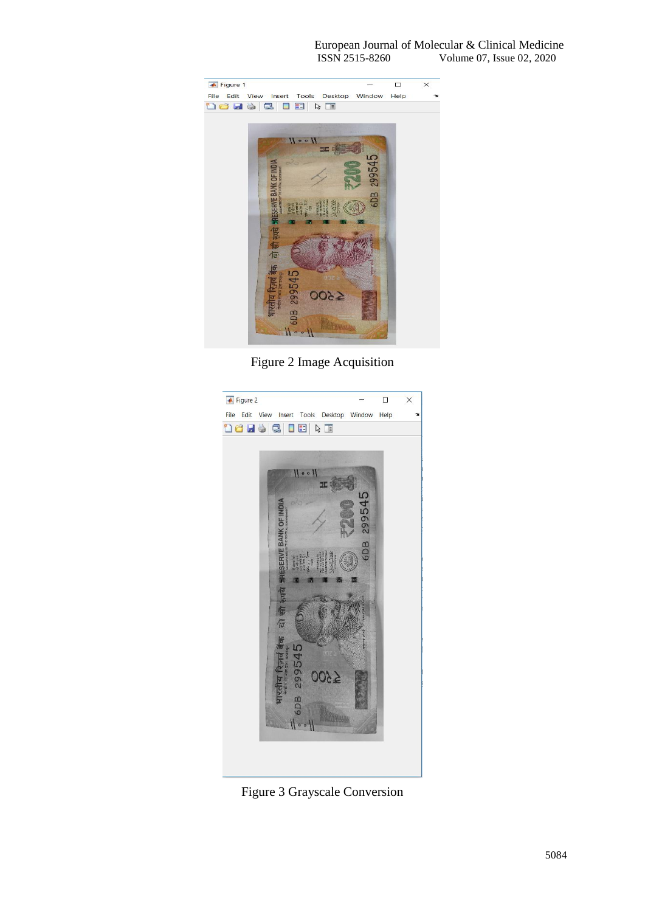Figure 2 Image Acquisition

Figure 3 Grayscale Conversion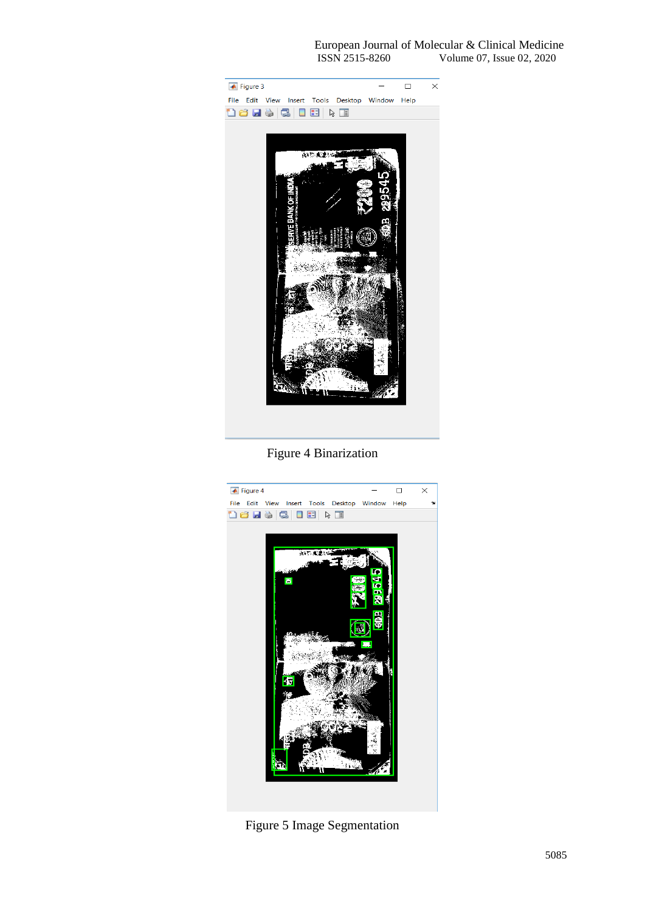Figure 4 Binarization

Figure 5 Image Segmentation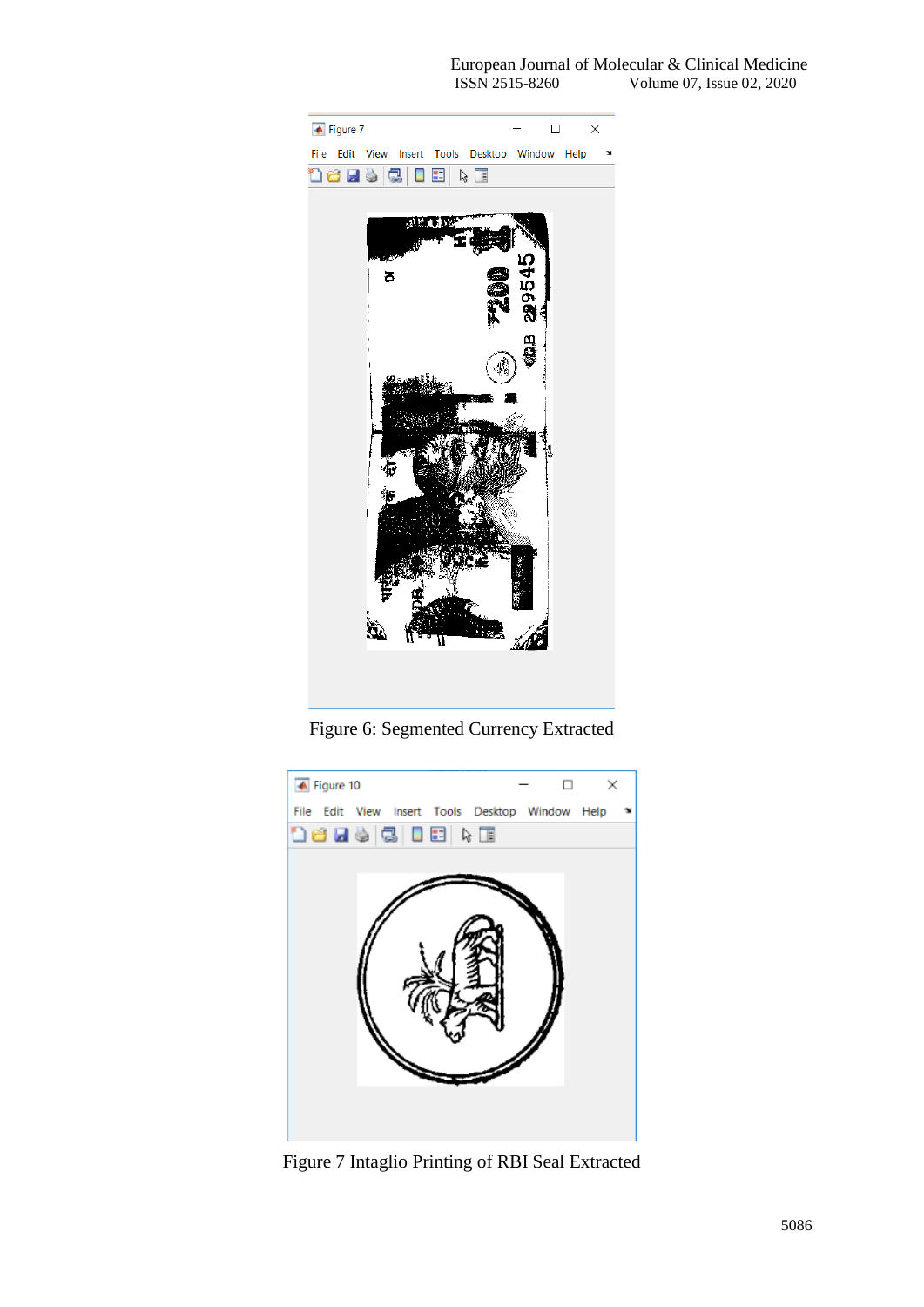Figure 6: Segmented Currency Extracted

Figure 7 Intaglio Printing of RBI Seal Extracted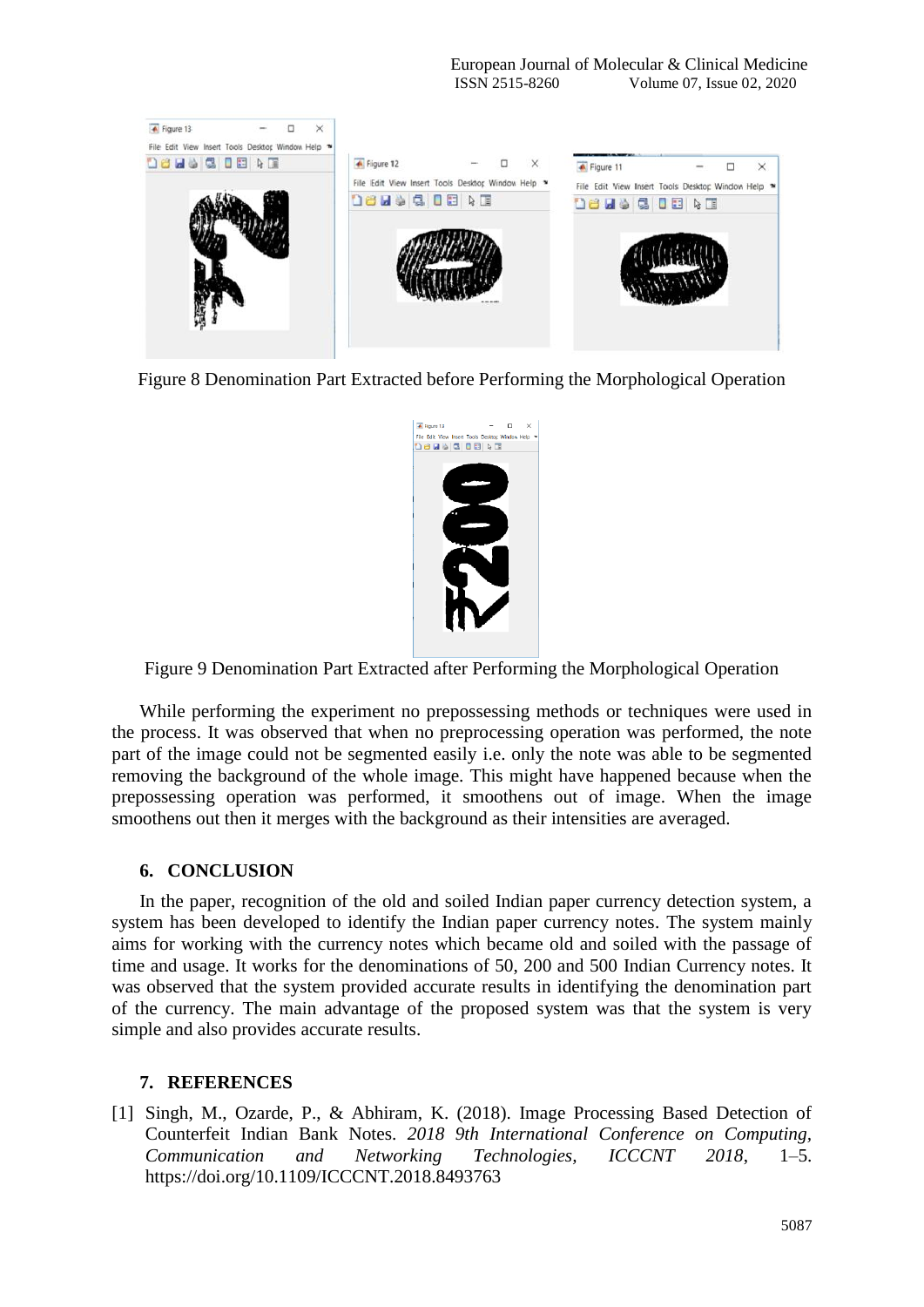Figure 8 Denomination Part Extracted before Performing the Morphological Operation

Figure 9 Denomination Part Extracted after Performing the Morphological Operation

While performing the experiment no prepossessing methods or techniques were used in the process. It was observed that when no preprocessing operation was performed, the note part of the image could not be segmented easily i.e. only the note was able to be segmented removing the background of the whole image. This might have happened because when the prepossessing operation was performed, it smoothens out of image. When the image smoothens out then it merges with the background as their intensities are averaged.

## 6. CONCLUSION

In the paper, recognition of the old and soiled Indian paper currency detection system, a system has been developed to identify the Indian paper currency notes. The system mainly aims for working with the currency notes which became old and soiled with the passage of time and usage. It works for the denominations of 50, 200 and 500 Indian Currency notes. It was observed that the system provided accurate results in identifying the denomination part of the currency. The main advantage of the proposed system was that the system is very simple and also provides accurate results.

## 7. REFERENCES

[1] Singh, M., Ozarde, P., & Abhiram, K. (2018). Image Processing Based Detection of Counterfeit Indian Bank Notes. *2018 9th International Conference on Computing, Communication and Networking Technologies, ICCCNT 2018*, 1–5. https://doi.org/10.1109/ICCCNT.2018.8493763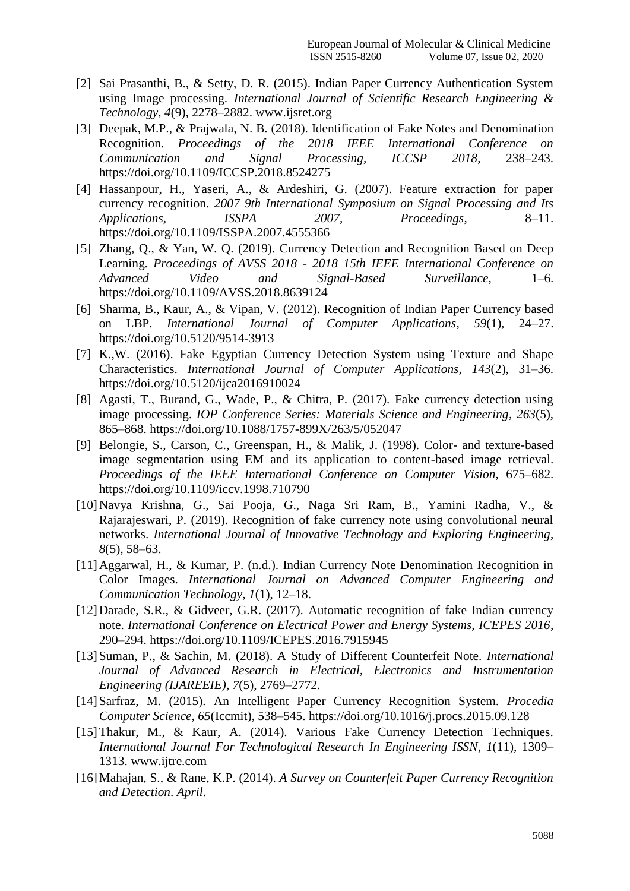[2] Sai Prasanthi, B., & Setty, D. R. (2015). Indian Paper Currency Authentication System using Image processing. *International Journal of Scientific Research Engineering & Technology*, *4*(9), 2278–2882. www.ijsret.org

[3] Deepak, M.P., & Prajwala, N. B. (2018). Identification of Fake Notes and Denomination Recognition. *Proceedings of the 2018 IEEE International Conference on Communication and Signal Processing, ICCSP 2018*, 238–243. https://doi.org/10.1109/ICCSP.2018.8524275

[4] Hassanpour, H., Yaseri, A., & Ardeshiri, G. (2007). Feature extraction for paper currency recognition. *2007 9th International Symposium on Signal Processing and Its Applications, ISSPA 2007, Proceedings*, 8–11. https://doi.org/10.1109/ISSPA.2007.4555366

[5] Zhang, Q., & Yan, W. Q. (2019). Currency Detection and Recognition Based on Deep Learning. *Proceedings of AVSS 2018 - 2018 15th IEEE International Conference on Advanced Video and Signal-Based Surveillance*, 1–6. https://doi.org/10.1109/AVSS.2018.8639124

[6] Sharma, B., Kaur, A., & Vipan, V. (2012). Recognition of Indian Paper Currency based on LBP. *International Journal of Computer Applications*, *59*(1), 24–27. https://doi.org/10.5120/9514-3913

[7] K.,W. (2016). Fake Egyptian Currency Detection System using Texture and Shape Characteristics. *International Journal of Computer Applications*, *143*(2), 31–36. https://doi.org/10.5120/ijca2016910024

[8] Agasti, T., Burand, G., Wade, P., & Chitra, P. (2017). Fake currency detection using image processing. *IOP Conference Series: Materials Science and Engineering*, *263*(5), 865–868. https://doi.org/10.1088/1757-899X/263/5/052047

[9] Belongie, S., Carson, C., Greenspan, H., & Malik, J. (1998). Color- and texture-based image segmentation using EM and its application to content-based image retrieval. *Proceedings of the IEEE International Conference on Computer Vision*, 675–682. https://doi.org/10.1109/iccv.1998.710790

[10] Navya Krishna, G., Sai Pooja, G., Naga Sri Ram, B., Yamini Radha, V., & Rajarajeswari, P. (2019). Recognition of fake currency note using convolutional neural networks. *International Journal of Innovative Technology and Exploring Engineering*, *8*(5), 58–63.

[11] Aggarwal, H., & Kumar, P. (n.d.). Indian Currency Note Denomination Recognition in Color Images. *International Journal on Advanced Computer Engineering and Communication Technology*, *1*(1), 12–18.

[12] Darade, S.R., & Gidveer, G.R. (2017). Automatic recognition of fake Indian currency note. *International Conference on Electrical Power and Energy Systems, ICEPES 2016*, 290–294. https://doi.org/10.1109/ICEPES.2016.7915945

[13] Suman, P., & Sachin, M. (2018). A Study of Different Counterfeit Note. *International Journal of Advanced Research in Electrical, Electronics and Instrumentation Engineering (IJAREEIE)*, *7*(5), 2769–2772.

[14] Sarfraz, M. (2015). An Intelligent Paper Currency Recognition System. *Procedia Computer Science*, *65*(Iccmit), 538–545. https://doi.org/10.1016/j.procs.2015.09.128

[15] Thakur, M., & Kaur, A. (2014). Various Fake Currency Detection Techniques. *International Journal For Technological Research In Engineering ISSN*, *1*(11), 1309–1313. www.ijtre.com

[16] Mahajan, S., & Rane, K.P. (2014). *A Survey on Counterfeit Paper Currency Recognition and Detection*. *April*.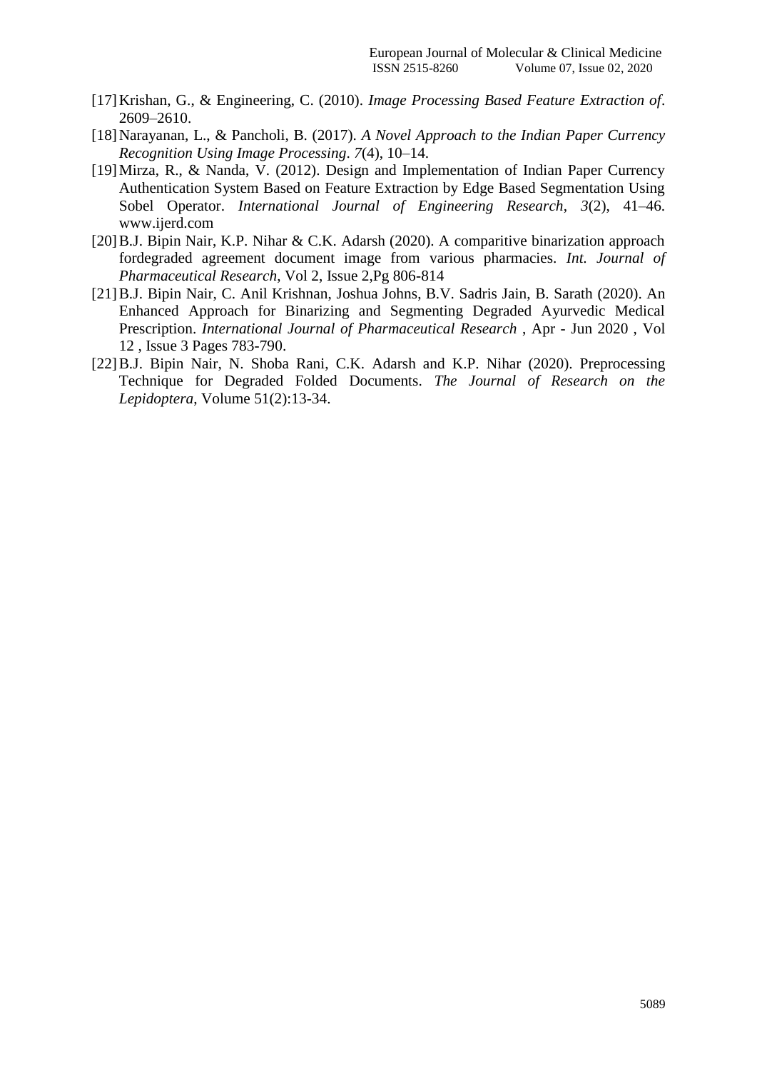[17] Krishan, G., & Engineering, C. (2010). *Image Processing Based Feature Extraction of*. 2609–2610.

[18] Narayanan, L., & Pancholi, B. (2017). *A Novel Approach to the Indian Paper Currency Recognition Using Image Processing*. *7*(4), 10–14.

[19] Mirza, R., & Nanda, V. (2012). Design and Implementation of Indian Paper Currency Authentication System Based on Feature Extraction by Edge Based Segmentation Using Sobel Operator. *International Journal of Engineering Research*, *3*(2), 41–46. www.ijerd.com

[20] B.J. Bipin Nair, K.P. Nihar & C.K. Adarsh (2020). A comparitive binarization approach fordegraded agreement document image from various pharmacies. *Int. Journal of Pharmaceutical Research*, Vol 2, Issue 2,Pg 806-814

[21] B.J. Bipin Nair, C. Anil Krishnan, Joshua Johns, B.V. Sadris Jain, B. Sarath (2020). An Enhanced Approach for Binarizing and Segmenting Degraded Ayurvedic Medical Prescription. *International Journal of Pharmaceutical Research* , Apr - Jun 2020 , Vol 12 , Issue 3 Pages 783-790.

[22] B.J. Bipin Nair, N. Shoba Rani, C.K. Adarsh and K.P. Nihar (2020). Preprocessing Technique for Degraded Folded Documents. *The Journal of Research on the Lepidoptera*, Volume 51(2):13-34.